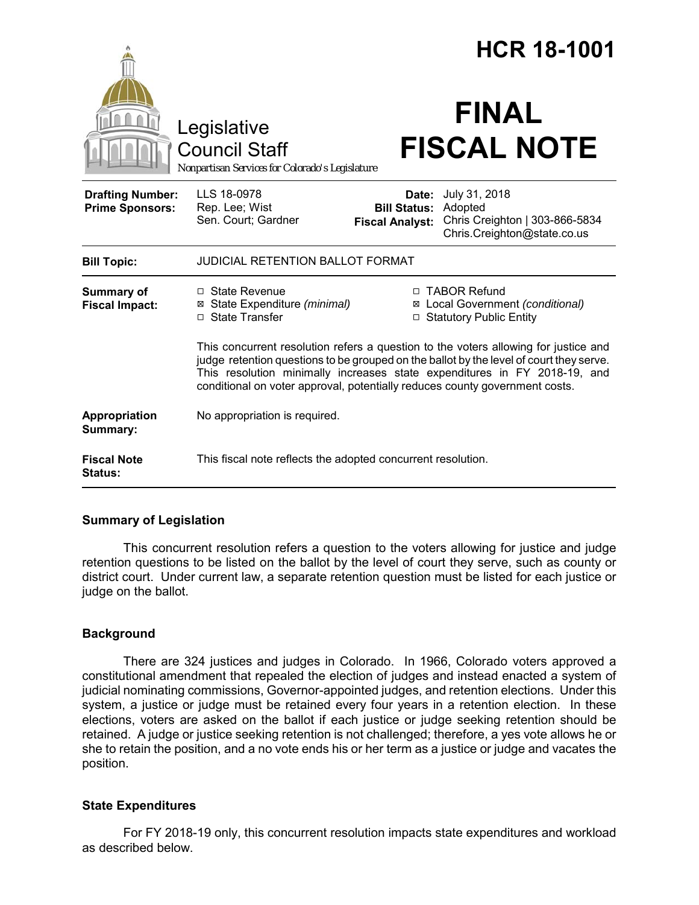# HCR 18-1001

# FINAL FISCAL NOTE

Legislative Council Staff

*Nonpartisan Services for Colorado's Legislature*

| | | | |
|---|---|---|---|
| **Drafting Number:** | LLS 18-0978 | **Date:** | July 31, 2018 |
| **Prime Sponsors:** | Rep. Lee; Wist<br>Sen. Court; Gardner | **Bill Status:** | Adopted |
| | | **Fiscal Analyst:** | Chris Creighton \| 303-866-5834<br>Chris.Creighton@state.co.us |

| | |
|---|---|
| **Bill Topic:** | JUDICIAL RETENTION BALLOT FORMAT |
| **Summary of Fiscal Impact:** | ☐ State Revenue<br>☒ State Expenditure *(minimal)*<br>☐ State Transfer<br>☐ TABOR Refund<br>☒ Local Government *(conditional)*<br>☐ Statutory Public Entity<br><br>This concurrent resolution refers a question to the voters allowing for justice and judge retention questions to be grouped on the ballot by the level of court they serve. This resolution minimally increases state expenditures in FY 2018-19, and conditional on voter approval, potentially reduces county government costs. |
| **Appropriation Summary:** | No appropriation is required. |
| **Fiscal Note Status:** | This fiscal note reflects the adopted concurrent resolution. |

## Summary of Legislation

This concurrent resolution refers a question to the voters allowing for justice and judge retention questions to be listed on the ballot by the level of court they serve, such as county or district court. Under current law, a separate retention question must be listed for each justice or judge on the ballot.

## Background

There are 324 justices and judges in Colorado. In 1966, Colorado voters approved a constitutional amendment that repealed the election of judges and instead enacted a system of judicial nominating commissions, Governor-appointed judges, and retention elections. Under this system, a justice or judge must be retained every four years in a retention election. In these elections, voters are asked on the ballot if each justice or judge seeking retention should be retained. A judge or justice seeking retention is not challenged; therefore, a yes vote allows he or she to retain the position, and a no vote ends his or her term as a justice or judge and vacates the position.

## State Expenditures

For FY 2018-19 only, this concurrent resolution impacts state expenditures and workload as described below.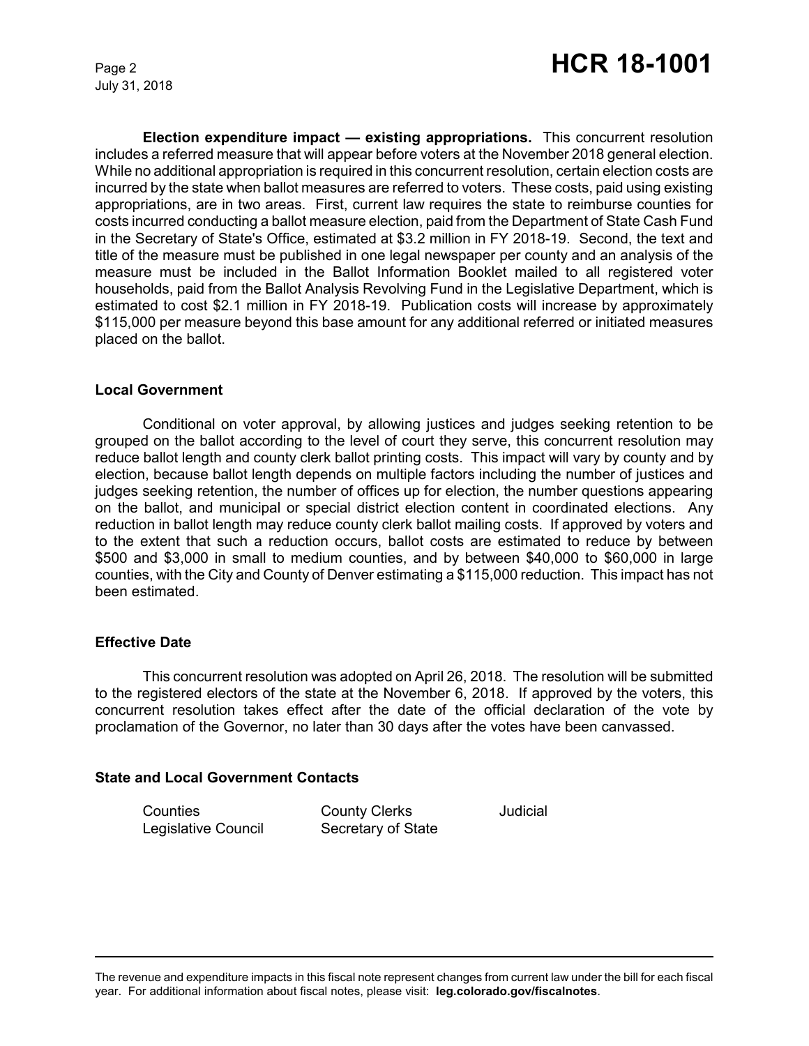**Election expenditure impact — existing appropriations.** This concurrent resolution includes a referred measure that will appear before voters at the November 2018 general election. While no additional appropriation is required in this concurrent resolution, certain election costs are incurred by the state when ballot measures are referred to voters. These costs, paid using existing appropriations, are in two areas. First, current law requires the state to reimburse counties for costs incurred conducting a ballot measure election, paid from the Department of State Cash Fund in the Secretary of State's Office, estimated at $3.2 million in FY 2018-19. Second, the text and title of the measure must be published in one legal newspaper per county and an analysis of the measure must be included in the Ballot Information Booklet mailed to all registered voter households, paid from the Ballot Analysis Revolving Fund in the Legislative Department, which is estimated to cost $2.1 million in FY 2018-19. Publication costs will increase by approximately $115,000 per measure beyond this base amount for any additional referred or initiated measures placed on the ballot.

## Local Government

Conditional on voter approval, by allowing justices and judges seeking retention to be grouped on the ballot according to the level of court they serve, this concurrent resolution may reduce ballot length and county clerk ballot printing costs. This impact will vary by county and by election, because ballot length depends on multiple factors including the number of justices and judges seeking retention, the number of offices up for election, the number questions appearing on the ballot, and municipal or special district election content in coordinated elections. Any reduction in ballot length may reduce county clerk ballot mailing costs. If approved by voters and to the extent that such a reduction occurs, ballot costs are estimated to reduce by between $500 and $3,000 in small to medium counties, and by between $40,000 to $60,000 in large counties, with the City and County of Denver estimating a $115,000 reduction. This impact has not been estimated.

## Effective Date

This concurrent resolution was adopted on April 26, 2018. The resolution will be submitted to the registered electors of the state at the November 6, 2018. If approved by the voters, this concurrent resolution takes effect after the date of the official declaration of the vote by proclamation of the Governor, no later than 30 days after the votes have been canvassed.

## State and Local Government Contacts

| | | |
|---|---|---|
| Counties | County Clerks | Judicial |
| Legislative Council | Secretary of State | |

The revenue and expenditure impacts in this fiscal note represent changes from current law under the bill for each fiscal year. For additional information about fiscal notes, please visit: **leg.colorado.gov/fiscalnotes**.